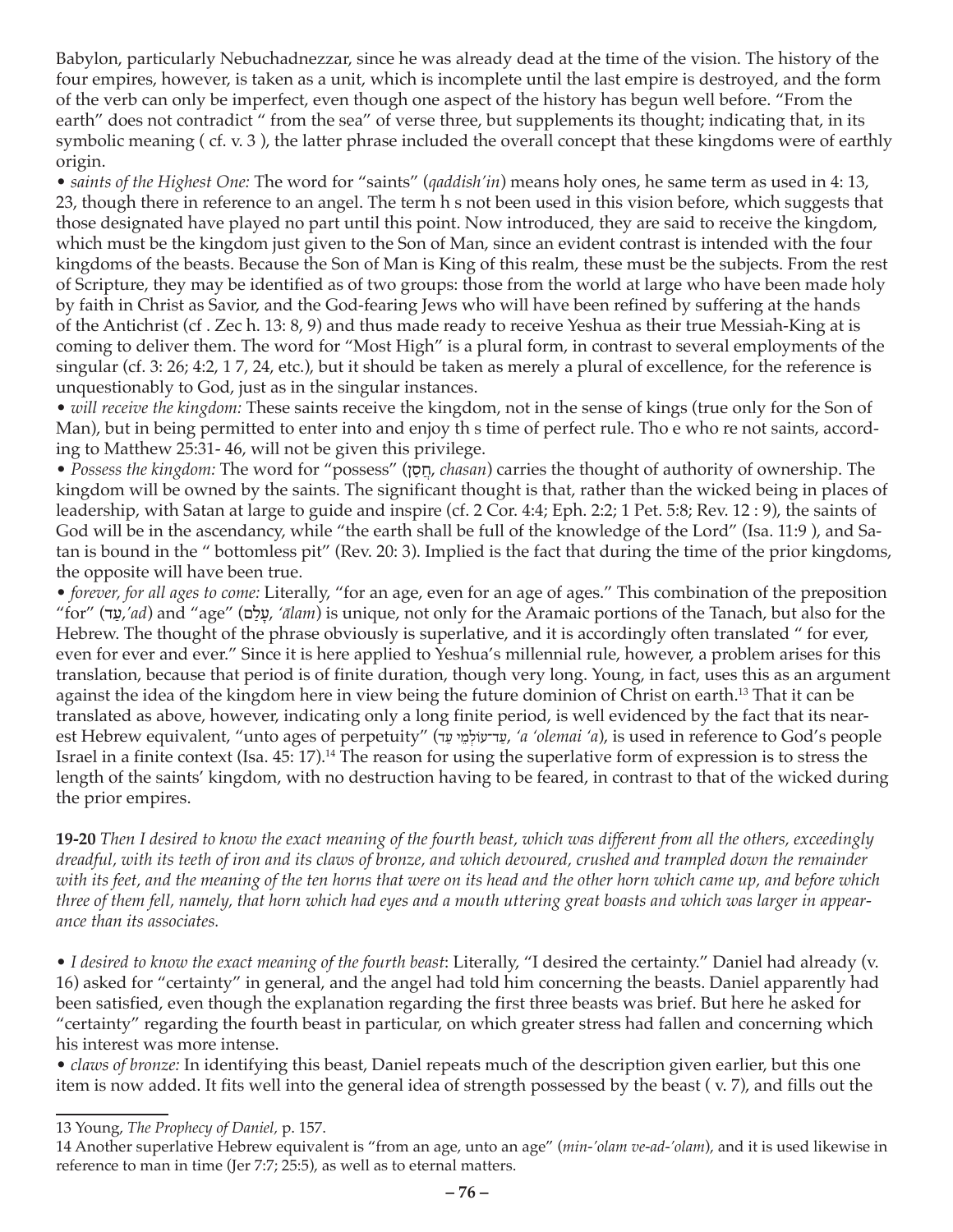Babylon, particularly Nebuchadnezzar, since he was already dead at the time of the vision. The history of the four empires, however, is taken as a unit, which is incomplete until the last empire is destroyed, and the form of the verb can only be imperfect, even though one aspect of the history has begun well before. "From the earth" does not contradict " from the sea" of verse three, but supplements its thought; indicating that, in its symbolic meaning ( cf. v. 3 ), the latter phrase included the overall concept that these kingdoms were of earthly origin.

• *saints of the Highest One:* The word for "saints" (*qaddish'in*) means holy ones, he same term as used in 4: 13, 23, though there in reference to an angel. The term h s not been used in this vision before, which suggests that those designated have played no part until this point. Now introduced, they are said to receive the kingdom, which must be the kingdom just given to the Son of Man, since an evident contrast is intended with the four kingdoms of the beasts. Because the Son of Man is King of this realm, these must be the subjects. From the rest of Scripture, they may be identified as of two groups: those from the world at large who have been made holy by faith in Christ as Savior, and the God-fearing Jews who will have been refined by suffering at the hands of the Antichrist (cf . Zec h. 13: 8, 9) and thus made ready to receive Yeshua as their true Messiah-King at is coming to deliver them. The word for "Most High" is a plural form, in contrast to several employments of the singular (cf. 3: 26; 4:2, 1 7, 24, etc.), but it should be taken as merely a plural of excellence, for the reference is unquestionably to God, just as in the singular instances.

• *will receive the kingdom:* These saints receive the kingdom, not in the sense of kings (true only for the Son of Man), but in being permitted to enter into and enjoy th s time of perfect rule. Tho e who re not saints, according to Matthew 25:31- 46, will not be given this privilege.

• *Possess the kingdom:* The word for "possess" (חֲסַן, *chasan*) carries the thought of authority of ownership. The kingdom will be owned by the saints. The significant thought is that, rather than the wicked being in places of leadership, with Satan at large to guide and inspire (cf. 2 Cor. 4:4; Eph. 2:2; 1 Pet. 5:8; Rev. 12 : 9), the saints of God will be in the ascendancy, while "the earth shall be full of the knowledge of the Lord" (Isa. 11:9 ), and Satan is bound in the " bottomless pit" (Rev. 20: 3). Implied is the fact that during the time of the prior kingdoms, the opposite will have been true.

• *forever, for all ages to come:* Literally, "for an age, even for an age of ages." This combination of the preposition "for" (עַד,*'ad*) and "age" (עָלַם, *'ālam*) is unique, not only for the Aramaic portions of the Tanach, but also for the Hebrew. The thought of the phrase obviously is superlative, and it is accordingly often translated " for ever, even for ever and ever." Since it is here applied to Yeshua's millennial rule, however, a problem arises for this translation, because that period is of finite duration, though very long. Young, in fact, uses this as an argument against the idea of the kingdom here in view being the future dominion of Christ on earth.[13] That it can be translated as above, however, indicating only a long finite period, is well evidenced by the fact that its nearest Hebrew equivalent, "unto ages of perpetuity" (עַד־עוֹלְמֵי עַד, *'a 'olemai 'a*), is used in reference to God's people Israel in a finite context (Isa. 45: 17).[14] The reason for using the superlative form of expression is to stress the length of the saints' kingdom, with no destruction having to be feared, in contrast to that of the wicked during the prior empires.

**19-20** *Then I desired to know the exact meaning of the fourth beast, which was different from all the others, exceedingly dreadful, with its teeth of iron and its claws of bronze, and which devoured, crushed and trampled down the remainder with its feet, and the meaning of the ten horns that were on its head and the other horn which came up, and before which three of them fell, namely, that horn which had eyes and a mouth uttering great boasts and which was larger in appearance than its associates.*

• *I desired to know the exact meaning of the fourth beast*: Literally, "I desired the certainty." Daniel had already (v. 16) asked for "certainty" in general, and the angel had told him concerning the beasts. Daniel apparently had been satisfied, even though the explanation regarding the first three beasts was brief. But here he asked for "certainty" regarding the fourth beast in particular, on which greater stress had fallen and concerning which his interest was more intense.

• *claws of bronze:* In identifying this beast, Daniel repeats much of the description given earlier, but this one item is now added. It fits well into the general idea of strength possessed by the beast ( v. 7), and fills out the

---

13 Young, *The Prophecy of Daniel,* p. 157.

14 Another superlative Hebrew equivalent is "from an age, unto an age" (*min-'olam ve-ad-'olam*), and it is used likewise in reference to man in time (Jer 7:7; 25:5), as well as to eternal matters.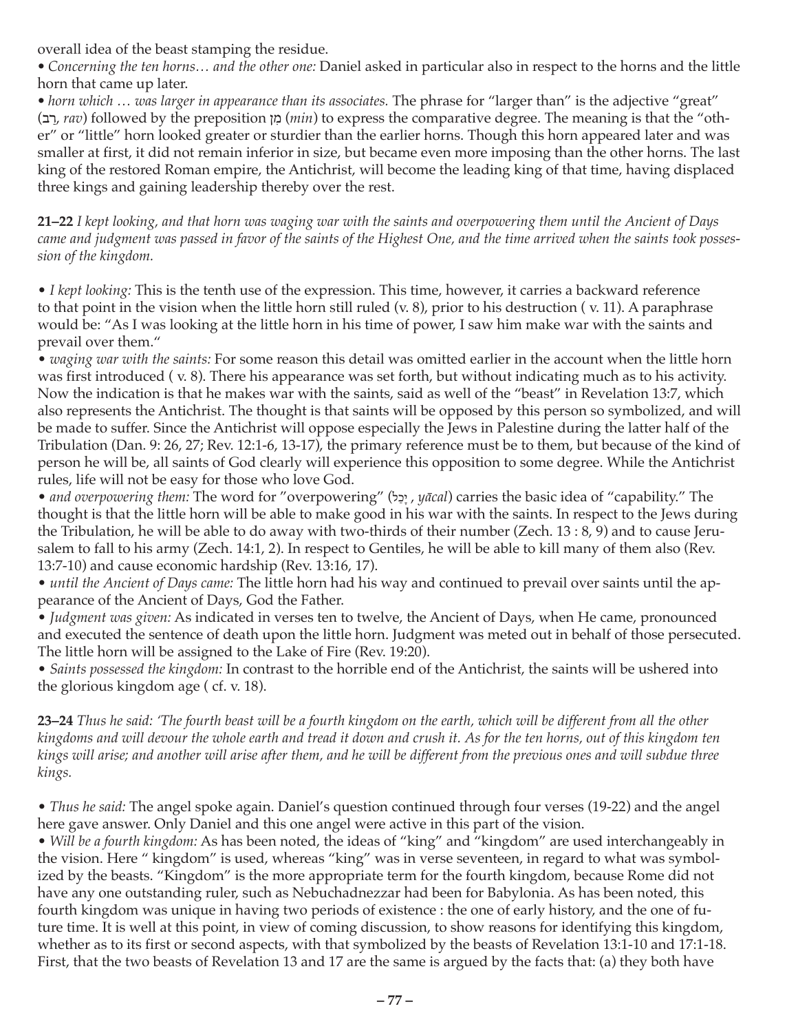overall idea of the beast stamping the residue.

• *Concerning the ten horns… and the other one:* Daniel asked in particular also in respect to the horns and the little horn that came up later.

• *horn which … was larger in appearance than its associates.* The phrase for "larger than" is the adjective "great" (רַב, *rav*) followed by the preposition מִן (*min*) to express the comparative degree. The meaning is that the "other" or "little" horn looked greater or sturdier than the earlier horns. Though this horn appeared later and was smaller at first, it did not remain inferior in size, but became even more imposing than the other horns. The last king of the restored Roman empire, the Antichrist, will become the leading king of that time, having displaced three kings and gaining leadership thereby over the rest.

**21–22** *I kept looking, and that horn was waging war with the saints and overpowering them until the Ancient of Days came and judgment was passed in favor of the saints of the Highest One, and the time arrived when the saints took possession of the kingdom.*

• *I kept looking:* This is the tenth use of the expression. This time, however, it carries a backward reference to that point in the vision when the little horn still ruled (v. 8), prior to his destruction ( v. 11). A paraphrase would be: "As I was looking at the little horn in his time of power, I saw him make war with the saints and prevail over them."

• *waging war with the saints:* For some reason this detail was omitted earlier in the account when the little horn was first introduced ( v. 8). There his appearance was set forth, but without indicating much as to his activity. Now the indication is that he makes war with the saints, said as well of the "beast" in Revelation 13:7, which also represents the Antichrist. The thought is that saints will be opposed by this person so symbolized, and will be made to suffer. Since the Antichrist will oppose especially the Jews in Palestine during the latter half of the Tribulation (Dan. 9: 26, 27; Rev. 12:1-6, 13-17), the primary reference must be to them, but because of the kind of person he will be, all saints of God clearly will experience this opposition to some degree. While the Antichrist rules, life will not be easy for those who love God.

• *and overpowering them:* The word for "overpowering" (יְכִל , *yācal*) carries the basic idea of "capability." The thought is that the little horn will be able to make good in his war with the saints. In respect to the Jews during the Tribulation, he will be able to do away with two-thirds of their number (Zech. 13 : 8, 9) and to cause Jerusalem to fall to his army (Zech. 14:1, 2). In respect to Gentiles, he will be able to kill many of them also (Rev. 13:7-10) and cause economic hardship (Rev. 13:16, 17).

• *until the Ancient of Days came:* The little horn had his way and continued to prevail over saints until the appearance of the Ancient of Days, God the Father.

• *Judgment was given:* As indicated in verses ten to twelve, the Ancient of Days, when He came, pronounced and executed the sentence of death upon the little horn. Judgment was meted out in behalf of those persecuted. The little horn will be assigned to the Lake of Fire (Rev. 19:20).

• *Saints possessed the kingdom:* In contrast to the horrible end of the Antichrist, the saints will be ushered into the glorious kingdom age ( cf. v. 18).

**23–24** *Thus he said: 'The fourth beast will be a fourth kingdom on the earth, which will be different from all the other kingdoms and will devour the whole earth and tread it down and crush it. As for the ten horns, out of this kingdom ten kings will arise; and another will arise after them, and he will be different from the previous ones and will subdue three kings.*

• *Thus he said:* The angel spoke again. Daniel's question continued through four verses (19-22) and the angel here gave answer. Only Daniel and this one angel were active in this part of the vision.

• *Will be a fourth kingdom:* As has been noted, the ideas of "king" and "kingdom" are used interchangeably in the vision. Here " kingdom" is used, whereas "king" was in verse seventeen, in regard to what was symbolized by the beasts. "Kingdom" is the more appropriate term for the fourth kingdom, because Rome did not have any one outstanding ruler, such as Nebuchadnezzar had been for Babylonia. As has been noted, this fourth kingdom was unique in having two periods of existence : the one of early history, and the one of future time. It is well at this point, in view of coming discussion, to show reasons for identifying this kingdom, whether as to its first or second aspects, with that symbolized by the beasts of Revelation 13:1-10 and 17:1-18. First, that the two beasts of Revelation 13 and 17 are the same is argued by the facts that: (a) they both have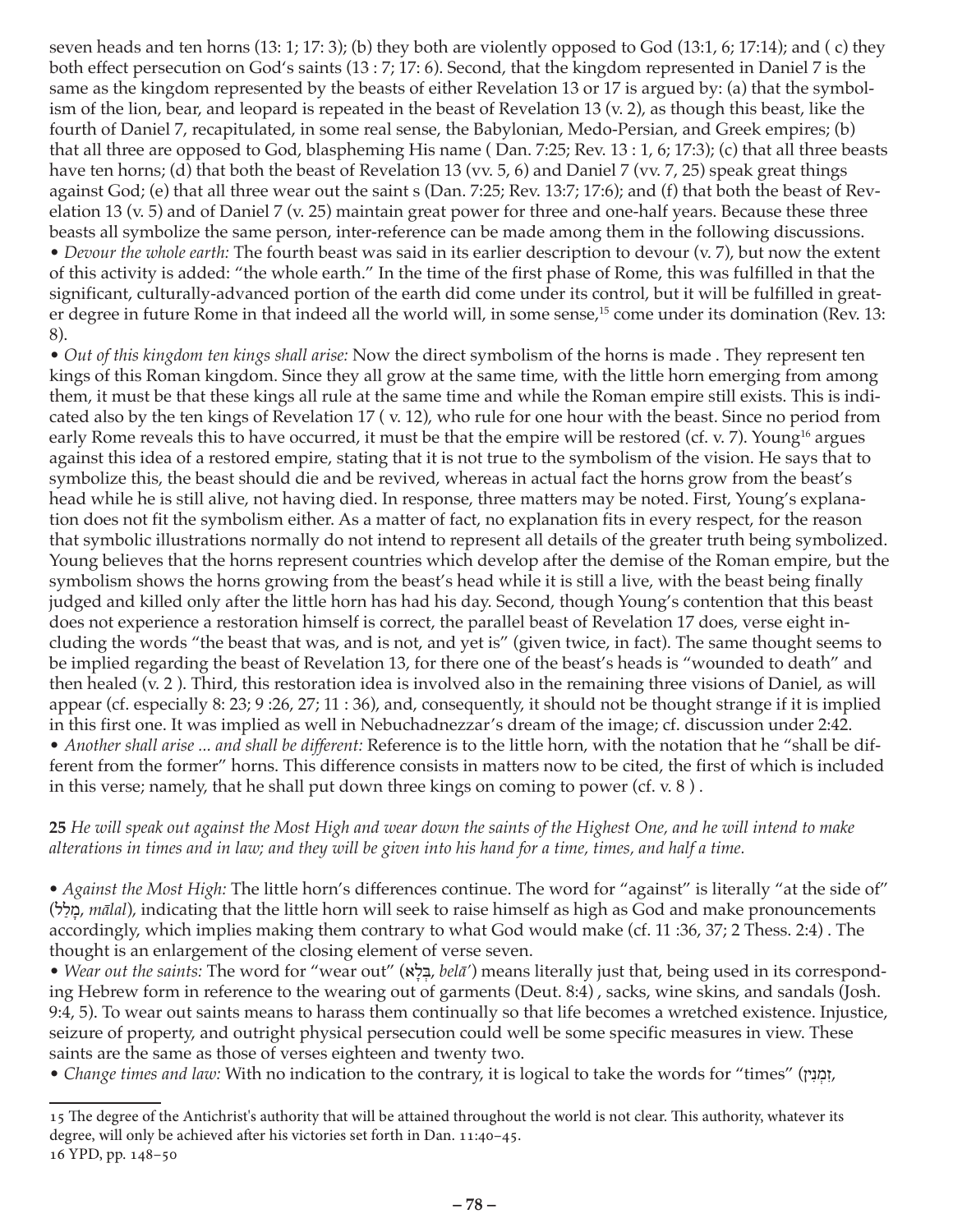seven heads and ten horns (13: 1; 17: 3); (b) they both are violently opposed to God (13:1, 6; 17:14); and ( c) they both effect persecution on God's saints (13 : 7; 17: 6). Second, that the kingdom represented in Daniel 7 is the same as the kingdom represented by the beasts of either Revelation 13 or 17 is argued by: (a) that the symbolism of the lion, bear, and leopard is repeated in the beast of Revelation 13 (v. 2), as though this beast, like the fourth of Daniel 7, recapitulated, in some real sense, the Babylonian, Medo-Persian, and Greek empires; (b) that all three are opposed to God, blaspheming His name ( Dan. 7:25; Rev. 13 : 1, 6; 17:3); (c) that all three beasts have ten horns; (d) that both the beast of Revelation 13 (vv. 5, 6) and Daniel 7 (vv. 7, 25) speak great things against God; (e) that all three wear out the saint s (Dan. 7:25; Rev. 13:7; 17:6); and (f) that both the beast of Revelation 13 (v. 5) and of Daniel 7 (v. 25) maintain great power for three and one-half years. Because these three beasts all symbolize the same person, inter-reference can be made among them in the following discussions.

• *Devour the whole earth:* The fourth beast was said in its earlier description to devour (v. 7), but now the extent of this activity is added: "the whole earth." In the time of the first phase of Rome, this was fulfilled in that the significant, culturally-advanced portion of the earth did come under its control, but it will be fulfilled in greater degree in future Rome in that indeed all the world will, in some sense,[15] come under its domination (Rev. 13: 8).

• *Out of this kingdom ten kings shall arise:* Now the direct symbolism of the horns is made . They represent ten kings of this Roman kingdom. Since they all grow at the same time, with the little horn emerging from among them, it must be that these kings all rule at the same time and while the Roman empire still exists. This is indicated also by the ten kings of Revelation 17 ( v. 12), who rule for one hour with the beast. Since no period from early Rome reveals this to have occurred, it must be that the empire will be restored (cf. v. 7). Young[16] argues against this idea of a restored empire, stating that it is not true to the symbolism of the vision. He says that to symbolize this, the beast should die and be revived, whereas in actual fact the horns grow from the beast's head while he is still alive, not having died. In response, three matters may be noted. First, Young's explanation does not fit the symbolism either. As a matter of fact, no explanation fits in every respect, for the reason that symbolic illustrations normally do not intend to represent all details of the greater truth being symbolized. Young believes that the horns represent countries which develop after the demise of the Roman empire, but the symbolism shows the horns growing from the beast's head while it is still a live, with the beast being finally judged and killed only after the little horn has had his day. Second, though Young's contention that this beast does not experience a restoration himself is correct, the parallel beast of Revelation 17 does, verse eight including the words "the beast that was, and is not, and yet is" (given twice, in fact). The same thought seems to be implied regarding the beast of Revelation 13, for there one of the beast's heads is "wounded to death" and then healed (v. 2 ). Third, this restoration idea is involved also in the remaining three visions of Daniel, as will appear (cf. especially 8: 23; 9 :26, 27; 11 : 36), and, consequently, it should not be thought strange if it is implied in this first one. It was implied as well in Nebuchadnezzar's dream of the image; cf. discussion under 2:42.

• *Another shall arise ... and shall be different:* Reference is to the little horn, with the notation that he "shall be different from the former" horns. This difference consists in matters now to be cited, the first of which is included in this verse; namely, that he shall put down three kings on coming to power (cf. v. 8 ) .

**25** *He will speak out against the Most High and wear down the saints of the Highest One, and he will intend to make alterations in times and in law; and they will be given into his hand for a time, times, and half a time.*

• *Against the Most High:* The little horn's differences continue. The word for "against" is literally "at the side of" (מְלַל, *mālal*), indicating that the little horn will seek to raise himself as high as God and make pronouncements accordingly, which implies making them contrary to what God would make (cf. 11 :36, 37; 2 Thess. 2:4) . The thought is an enlargement of the closing element of verse seven.

• *Wear out the saints:* The word for "wear out" (בְּלָא, *belā'*) means literally just that, being used in its corresponding Hebrew form in reference to the wearing out of garments (Deut. 8:4) , sacks, wine skins, and sandals (Josh. 9:4, 5). To wear out saints means to harass them continually so that life becomes a wretched existence. Injustice, seizure of property, and outright physical persecution could well be some specific measures in view. These saints are the same as those of verses eighteen and twenty two.

• *Change times and law:* With no indication to the contrary, it is logical to take the words for "times" (זִמְנִין,

---

15 The degree of the Antichrist's authority that will be attained throughout the world is not clear. This authority, whatever its degree, will only be achieved after his victories set forth in Dan. 11:40–45.

16 YPD, pp. 148–50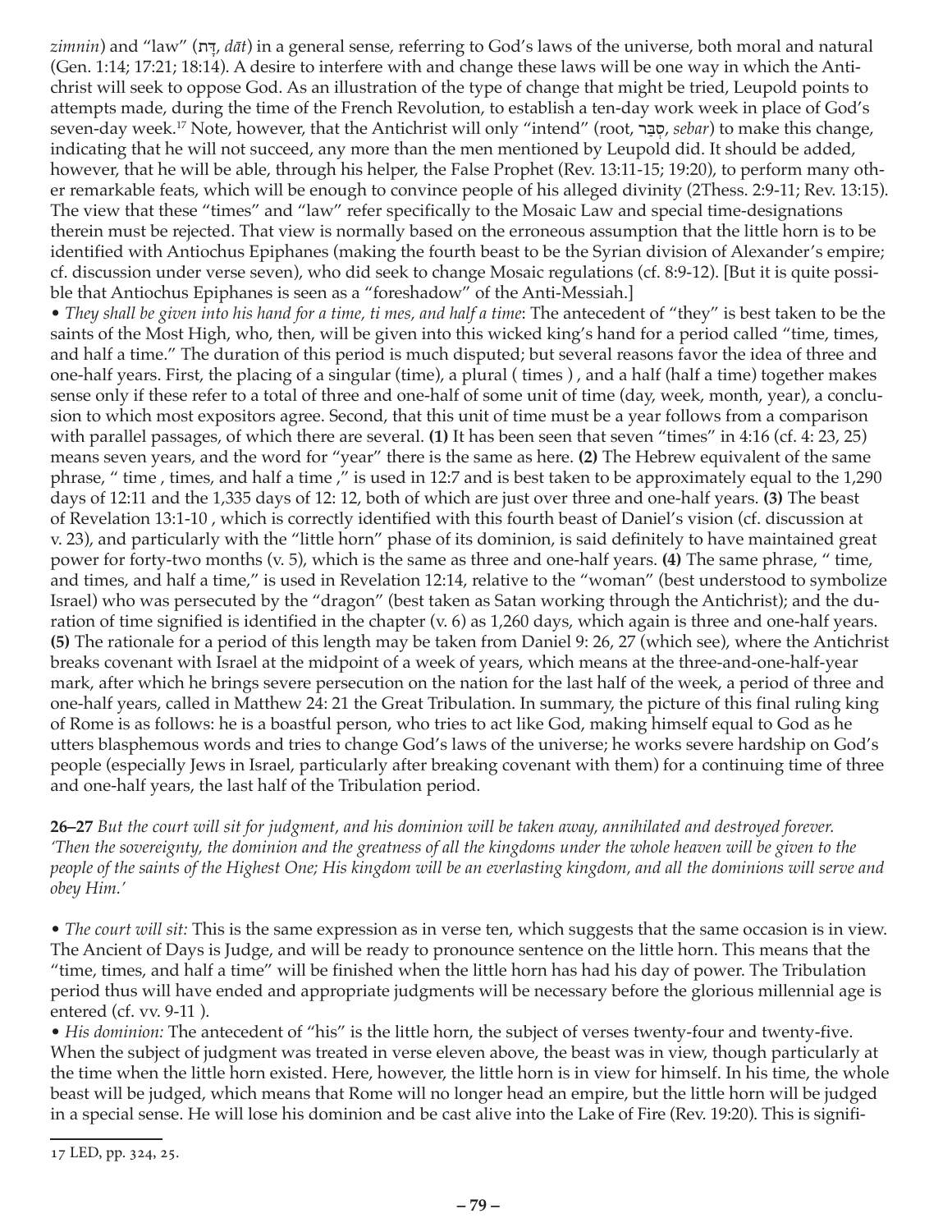*zimnin*) and "law" (דָּת, *dāt*) in a general sense, referring to God's laws of the universe, both moral and natural (Gen. 1:14; 17:21; 18:14). A desire to interfere with and change these laws will be one way in which the Antichrist will seek to oppose God. As an illustration of the type of change that might be tried, Leupold points to attempts made, during the time of the French Revolution, to establish a ten-day work week in place of God's seven-day week.[17] Note, however, that the Antichrist will only "intend" (root, סְבַר, *sebar*) to make this change, indicating that he will not succeed, any more than the men mentioned by Leupold did. It should be added, however, that he will be able, through his helper, the False Prophet (Rev. 13:11-15; 19:20), to perform many other remarkable feats, which will be enough to convince people of his alleged divinity (2Thess. 2:9-11; Rev. 13:15). The view that these "times" and "law" refer specifically to the Mosaic Law and special time-designations therein must be rejected. That view is normally based on the erroneous assumption that the little horn is to be identified with Antiochus Epiphanes (making the fourth beast to be the Syrian division of Alexander's empire; cf. discussion under verse seven), who did seek to change Mosaic regulations (cf. 8:9-12). [But it is quite possible that Antiochus Epiphanes is seen as a "foreshadow" of the Anti-Messiah.]

• *They shall be given into his hand for a time, ti mes, and half a time*: The antecedent of "they" is best taken to be the saints of the Most High, who, then, will be given into this wicked king's hand for a period called "time, times, and half a time." The duration of this period is much disputed; but several reasons favor the idea of three and one-half years. First, the placing of a singular (time), a plural ( times ) , and a half (half a time) together makes sense only if these refer to a total of three and one-half of some unit of time (day, week, month, year), a conclusion to which most expositors agree. Second, that this unit of time must be a year follows from a comparison with parallel passages, of which there are several. **(1)** It has been seen that seven "times" in 4:16 (cf. 4: 23, 25) means seven years, and the word for "year" there is the same as here. **(2)** The Hebrew equivalent of the same phrase, " time , times, and half a time ," is used in 12:7 and is best taken to be approximately equal to the 1,290 days of 12:11 and the 1,335 days of 12: 12, both of which are just over three and one-half years. **(3)** The beast of Revelation 13:1-10 , which is correctly identified with this fourth beast of Daniel's vision (cf. discussion at v. 23), and particularly with the "little horn" phase of its dominion, is said definitely to have maintained great power for forty-two months (v. 5), which is the same as three and one-half years. **(4)** The same phrase, " time, and times, and half a time," is used in Revelation 12:14, relative to the "woman" (best understood to symbolize Israel) who was persecuted by the "dragon" (best taken as Satan working through the Antichrist); and the duration of time signified is identified in the chapter (v. 6) as 1,260 days, which again is three and one-half years. **(5)** The rationale for a period of this length may be taken from Daniel 9: 26, 27 (which see), where the Antichrist breaks covenant with Israel at the midpoint of a week of years, which means at the three-and-one-half-year mark, after which he brings severe persecution on the nation for the last half of the week, a period of three and one-half years, called in Matthew 24: 21 the Great Tribulation. In summary, the picture of this final ruling king of Rome is as follows: he is a boastful person, who tries to act like God, making himself equal to God as he utters blasphemous words and tries to change God's laws of the universe; he works severe hardship on God's people (especially Jews in Israel, particularly after breaking covenant with them) for a continuing time of three and one-half years, the last half of the Tribulation period.

**26–27** *But the court will sit for judgment, and his dominion will be taken away, annihilated and destroyed forever. 'Then the sovereignty, the dominion and the greatness of all the kingdoms under the whole heaven will be given to the people of the saints of the Highest One; His kingdom will be an everlasting kingdom, and all the dominions will serve and obey Him.'*

• *The court will sit:* This is the same expression as in verse ten, which suggests that the same occasion is in view. The Ancient of Days is Judge, and will be ready to pronounce sentence on the little horn. This means that the "time, times, and half a time" will be finished when the little horn has had his day of power. The Tribulation period thus will have ended and appropriate judgments will be necessary before the glorious millennial age is entered (cf. vv. 9-11 ).

• *His dominion:* The antecedent of "his" is the little horn, the subject of verses twenty-four and twenty-five. When the subject of judgment was treated in verse eleven above, the beast was in view, though particularly at the time when the little horn existed. Here, however, the little horn is in view for himself. In his time, the whole beast will be judged, which means that Rome will no longer head an empire, but the little horn will be judged in a special sense. He will lose his dominion and be cast alive into the Lake of Fire (Rev. 19:20). This is signifi-

---

17 LED, pp. 324, 25.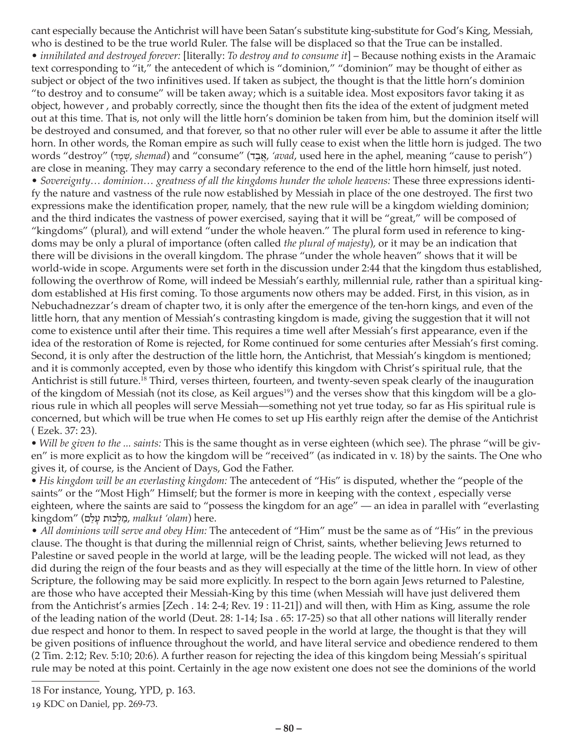cant especially because the Antichrist will have been Satan's substitute king-substitute for God's King, Messiah, who is destined to be the true world Ruler. The false will be displaced so that the True can be installed.

• *innihilated and destroyed forever:* [literally: *To destroy and to consume it*] – Because nothing exists in the Aramaic text corresponding to "it," the antecedent of which is "dominion," "dominion" may be thought of either as subject or object of the two infinitives used. If taken as subject, the thought is that the little horn's dominion "to destroy and to consume" will be taken away; which is a suitable idea. Most expositors favor taking it as object, however , and probably correctly, since the thought then fits the idea of the extent of judgment meted out at this time. That is, not only will the little horn's dominion be taken from him, but the dominion itself will be destroyed and consumed, and that forever, so that no other ruler will ever be able to assume it after the little horn. In other words, the Roman empire as such will fully cease to exist when the little horn is judged. The two words "destroy" (שְׁמַד, *shemad*) and "consume" (אֲבַד, *'avad*, used here in the aphel, meaning "cause to perish") are close in meaning. They may carry a secondary reference to the end of the little horn himself, just noted.

• *Sovereignty… dominion… greatness of all the kingdoms hunder the whole heavens:* These three expressions identify the nature and vastness of the rule now established by Messiah in place of the one destroyed. The first two expressions make the identification proper, namely, that the new rule will be a kingdom wielding dominion; and the third indicates the vastness of power exercised, saying that it will be "great," will be composed of "kingdoms" (plural), and will extend "under the whole heaven." The plural form used in reference to kingdoms may be only a plural of importance (often called *the plural of majesty*), or it may be an indication that there will be divisions in the overall kingdom. The phrase "under the whole heaven" shows that it will be world-wide in scope. Arguments were set forth in the discussion under 2:44 that the kingdom thus established, following the overthrow of Rome, will indeed be Messiah's earthly, millennial rule, rather than a spiritual kingdom established at His first coming. To those arguments now others may be added. First, in this vision, as in Nebuchadnezzar's dream of chapter two, it is only after the emergence of the ten-horn kings, and even of the little horn, that any mention of Messiah's contrasting kingdom is made, giving the suggestion that it will not come to existence until after their time. This requires a time well after Messiah's first appearance, even if the idea of the restoration of Rome is rejected, for Rome continued for some centuries after Messiah's first coming. Second, it is only after the destruction of the little horn, the Antichrist, that Messiah's kingdom is mentioned; and it is commonly accepted, even by those who identify this kingdom with Christ's spiritual rule, that the Antichrist is still future.[18] Third, verses thirteen, fourteen, and twenty-seven speak clearly of the inauguration of the kingdom of Messiah (not its close, as Keil argues[19]) and the verses show that this kingdom will be a glorious rule in which all peoples will serve Messiah—something not yet true today, so far as His spiritual rule is concerned, but which will be true when He comes to set up His earthly reign after the demise of the Antichrist ( Ezek. 37: 23).

• *Will be given to the ... saints:* This is the same thought as in verse eighteen (which see). The phrase "will be given" is more explicit as to how the kingdom will be "received" (as indicated in v. 18) by the saints. The One who gives it, of course, is the Ancient of Days, God the Father.

• *His kingdom will be an everlasting kingdom:* The antecedent of "His" is disputed, whether the "people of the saints" or the "Most High" Himself; but the former is more in keeping with the context , especially verse eighteen, where the saints are said to "possess the kingdom for an age" — an idea in parallel with "everlasting kingdom" (מַלְכוּת עָלַם, *malkut 'olam*) here.

• *All dominions will serve and obey Him:* The antecedent of "Him" must be the same as of "His" in the previous clause. The thought is that during the millennial reign of Christ, saints, whether believing Jews returned to Palestine or saved people in the world at large, will be the leading people. The wicked will not lead, as they did during the reign of the four beasts and as they will especially at the time of the little horn. In view of other Scripture, the following may be said more explicitly. In respect to the born again Jews returned to Palestine, are those who have accepted their Messiah-King by this time (when Messiah will have just delivered them from the Antichrist's armies [Zech . 14: 2-4; Rev. 19 : 11-21]) and will then, with Him as King, assume the role of the leading nation of the world (Deut. 28: 1-14; Isa . 65: 17-25) so that all other nations will literally render due respect and honor to them. In respect to saved people in the world at large, the thought is that they will be given positions of influence throughout the world, and have literal service and obedience rendered to them (2 Tim. 2:12; Rev. 5:10; 20:6). A further reason for rejecting the idea of this kingdom being Messiah's spiritual rule may be noted at this point. Certainly in the age now existent one does not see the dominions of the world

---

18 For instance, Young, YPD, p. 163.

19 KDC on Daniel, pp. 269-73.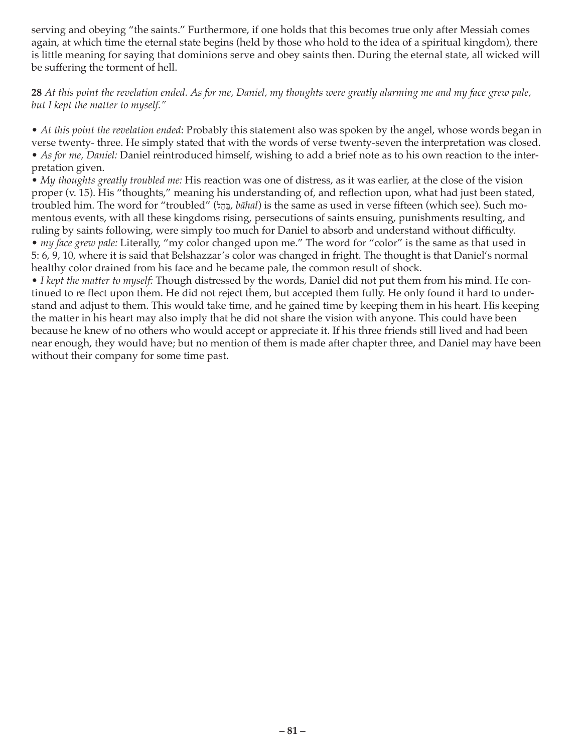serving and obeying "the saints." Furthermore, if one holds that this becomes true only after Messiah comes again, at which time the eternal state begins (held by those who hold to the idea of a spiritual kingdom), there is little meaning for saying that dominions serve and obey saints then. During the eternal state, all wicked will be suffering the torment of hell.

**28** *At this point the revelation ended. As for me, Daniel, my thoughts were greatly alarming me and my face grew pale, but I kept the matter to myself."*

- *At this point the revelation ended*: Probably this statement also was spoken by the angel, whose words began in verse twenty- three. He simply stated that with the words of verse twenty-seven the interpretation was closed.
- *As for me, Daniel:* Daniel reintroduced himself, wishing to add a brief note as to his own reaction to the interpretation given.
- *My thoughts greatly troubled me:* His reaction was one of distress, as it was earlier, at the close of the vision proper (v. 15). His "thoughts," meaning his understanding of, and reflection upon, what had just been stated, troubled him. The word for "troubled" (בְּהַל, *bāhal*) is the same as used in verse fifteen (which see). Such momentous events, with all these kingdoms rising, persecutions of saints ensuing, punishments resulting, and ruling by saints following, were simply too much for Daniel to absorb and understand without difficulty.
- *my face grew pale:* Literally, "my color changed upon me." The word for "color" is the same as that used in 5: 6, 9, 10, where it is said that Belshazzar's color was changed in fright. The thought is that Daniel's normal healthy color drained from his face and he became pale, the common result of shock.
- *I kept the matter to myself:* Though distressed by the words, Daniel did not put them from his mind. He continued to re flect upon them. He did not reject them, but accepted them fully. He only found it hard to understand and adjust to them. This would take time, and he gained time by keeping them in his heart. His keeping the matter in his heart may also imply that he did not share the vision with anyone. This could have been because he knew of no others who would accept or appreciate it. If his three friends still lived and had been near enough, they would have; but no mention of them is made after chapter three, and Daniel may have been without their company for some time past.